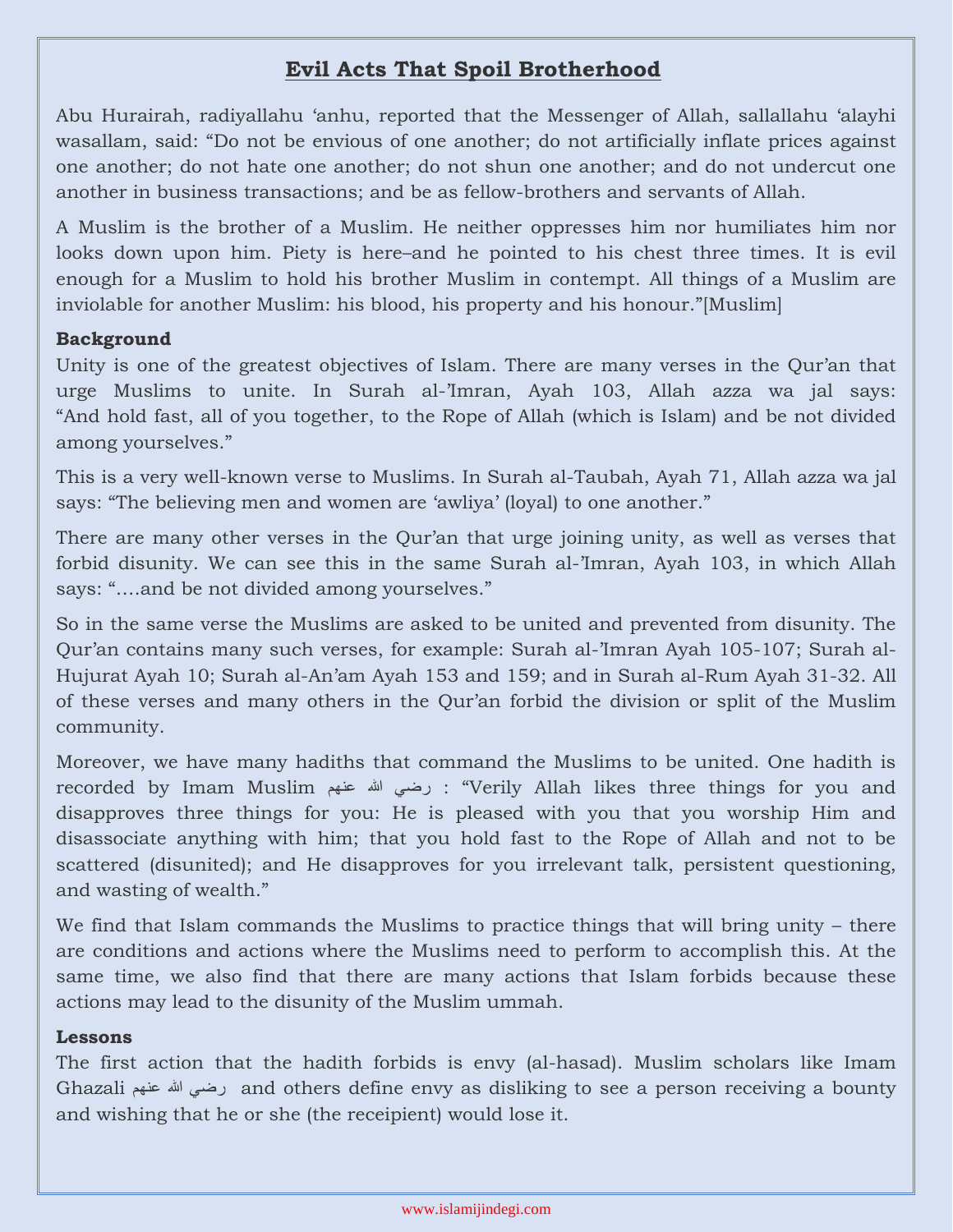# Evil Acts That Spoil Brotherhood

Abu Hurairah, radiyallahu 'anhu, reported that the Messenger of Allah, sallallahu 'alayhi wasallam, said: "Do not be envious of one another; do not artificially inflate prices against one another; do not hate one another; do not shun one another; and do not undercut one another in business transactions; and be as fellow-brothers and servants of Allah.

A Muslim is the brother of a Muslim. He neither oppresses him nor humiliates him nor looks down upon him. Piety is here–and he pointed to his chest three times. It is evil enough for a Muslim to hold his brother Muslim in contempt. All things of a Muslim are inviolable for another Muslim: his blood, his property and his honour."[Muslim]

**Background**

Unity is one of the greatest objectives of Islam. There are many verses in the Qur'an that urge Muslims to unite. In Surah al-'Imran, Ayah 103, Allah azza wa jal says: "And hold fast, all of you together, to the Rope of Allah (which is Islam) and be not divided among yourselves."

This is a very well-known verse to Muslims. In Surah al-Taubah, Ayah 71, Allah azza wa jal says: "The believing men and women are 'awliya' (loyal) to one another."

There are many other verses in the Qur'an that urge joining unity, as well as verses that forbid disunity. We can see this in the same Surah al-'Imran, Ayah 103, in which Allah says: "….and be not divided among yourselves."

So in the same verse the Muslims are asked to be united and prevented from disunity. The Qur'an contains many such verses, for example: Surah al-'Imran Ayah 105-107; Surah al-Hujurat Ayah 10; Surah al-An'am Ayah 153 and 159; and in Surah al-Rum Ayah 31-32. All of these verses and many others in the Qur'an forbid the division or split of the Muslim community.

Moreover, we have many hadiths that command the Muslims to be united. One hadith is recorded by Imam Muslim رضي الله عنهم : "Verily Allah likes three things for you and disapproves three things for you: He is pleased with you that you worship Him and disassociate anything with him; that you hold fast to the Rope of Allah and not to be scattered (disunited); and He disapproves for you irrelevant talk, persistent questioning, and wasting of wealth."

We find that Islam commands the Muslims to practice things that will bring unity – there are conditions and actions where the Muslims need to perform to accomplish this. At the same time, we also find that there are many actions that Islam forbids because these actions may lead to the disunity of the Muslim ummah.

**Lessons**

The first action that the hadith forbids is envy (al-hasad). Muslim scholars like Imam Ghazali رضي الله عنهم and others define envy as disliking to see a person receiving a bounty and wishing that he or she (the receipient) would lose it.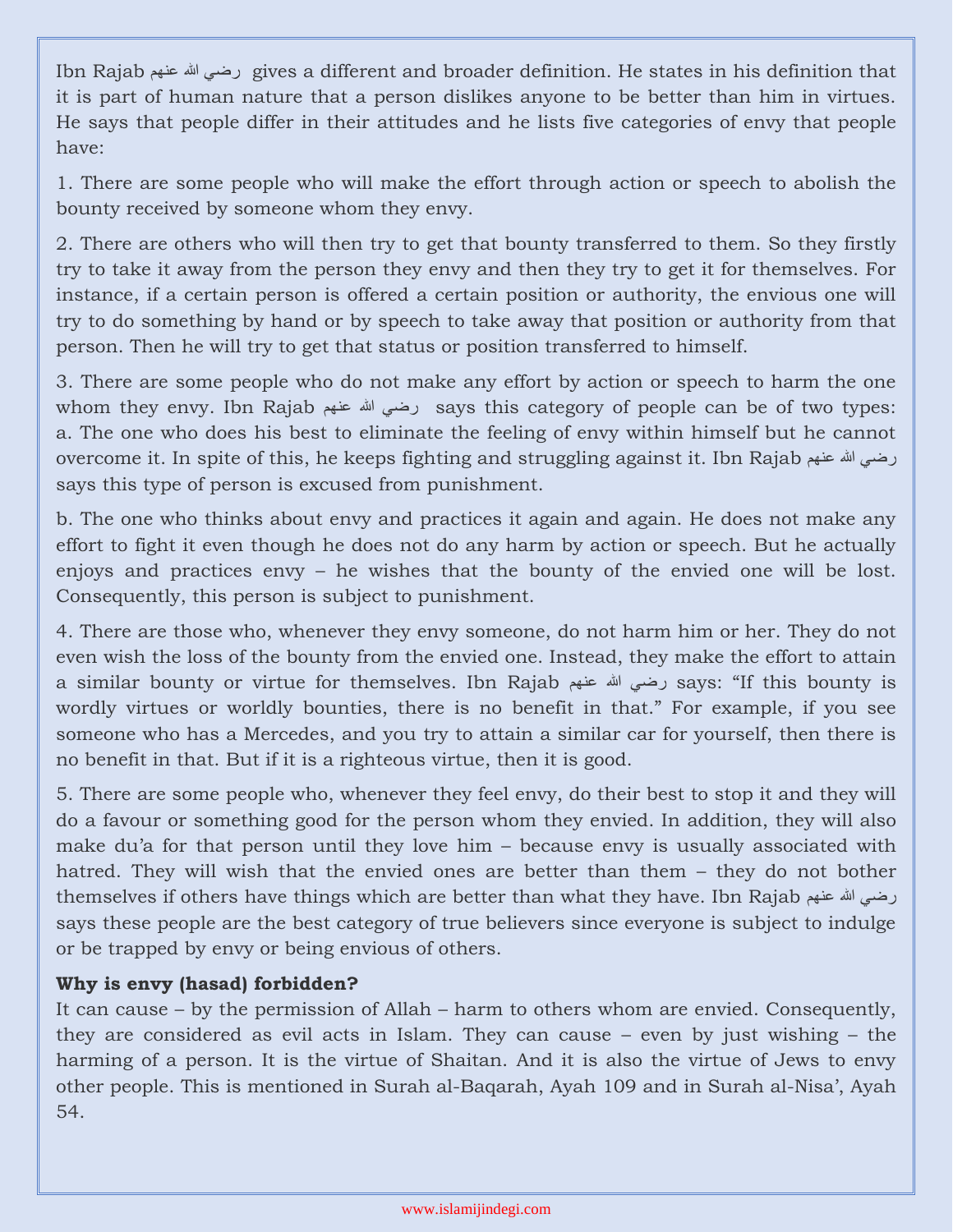Ibn Rajab رضي الله عنهم gives a different and broader definition. He states in his definition that it is part of human nature that a person dislikes anyone to be better than him in virtues. He says that people differ in their attitudes and he lists five categories of envy that people have:

1. There are some people who will make the effort through action or speech to abolish the bounty received by someone whom they envy.

2. There are others who will then try to get that bounty transferred to them. So they firstly try to take it away from the person they envy and then they try to get it for themselves. For instance, if a certain person is offered a certain position or authority, the envious one will try to do something by hand or by speech to take away that position or authority from that person. Then he will try to get that status or position transferred to himself.

3. There are some people who do not make any effort by action or speech to harm the one whom they envy. Ibn Rajab رضي الله عنهم says this category of people can be of two types: a. The one who does his best to eliminate the feeling of envy within himself but he cannot overcome it. In spite of this, he keeps fighting and struggling against it. Ibn Rajab رضي الله عنهم says this type of person is excused from punishment.

b. The one who thinks about envy and practices it again and again. He does not make any effort to fight it even though he does not do any harm by action or speech. But he actually enjoys and practices envy – he wishes that the bounty of the envied one will be lost. Consequently, this person is subject to punishment.

4. There are those who, whenever they envy someone, do not harm him or her. They do not even wish the loss of the bounty from the envied one. Instead, they make the effort to attain a similar bounty or virtue for themselves. Ibn Rajab رضي الله عنهم says: "If this bounty is wordly virtues or worldly bounties, there is no benefit in that." For example, if you see someone who has a Mercedes, and you try to attain a similar car for yourself, then there is no benefit in that. But if it is a righteous virtue, then it is good.

5. There are some people who, whenever they feel envy, do their best to stop it and they will do a favour or something good for the person whom they envied. In addition, they will also make du'a for that person until they love him – because envy is usually associated with hatred. They will wish that the envied ones are better than them – they do not bother themselves if others have things which are better than what they have. Ibn Rajab رضي الله عنهم says these people are the best category of true believers since everyone is subject to indulge or be trapped by envy or being envious of others.

**Why is envy (hasad) forbidden?**

It can cause – by the permission of Allah – harm to others whom are envied. Consequently, they are considered as evil acts in Islam. They can cause – even by just wishing – the harming of a person. It is the virtue of Shaitan. And it is also the virtue of Jews to envy other people. This is mentioned in Surah al-Baqarah, Ayah 109 and in Surah al-Nisa', Ayah 54.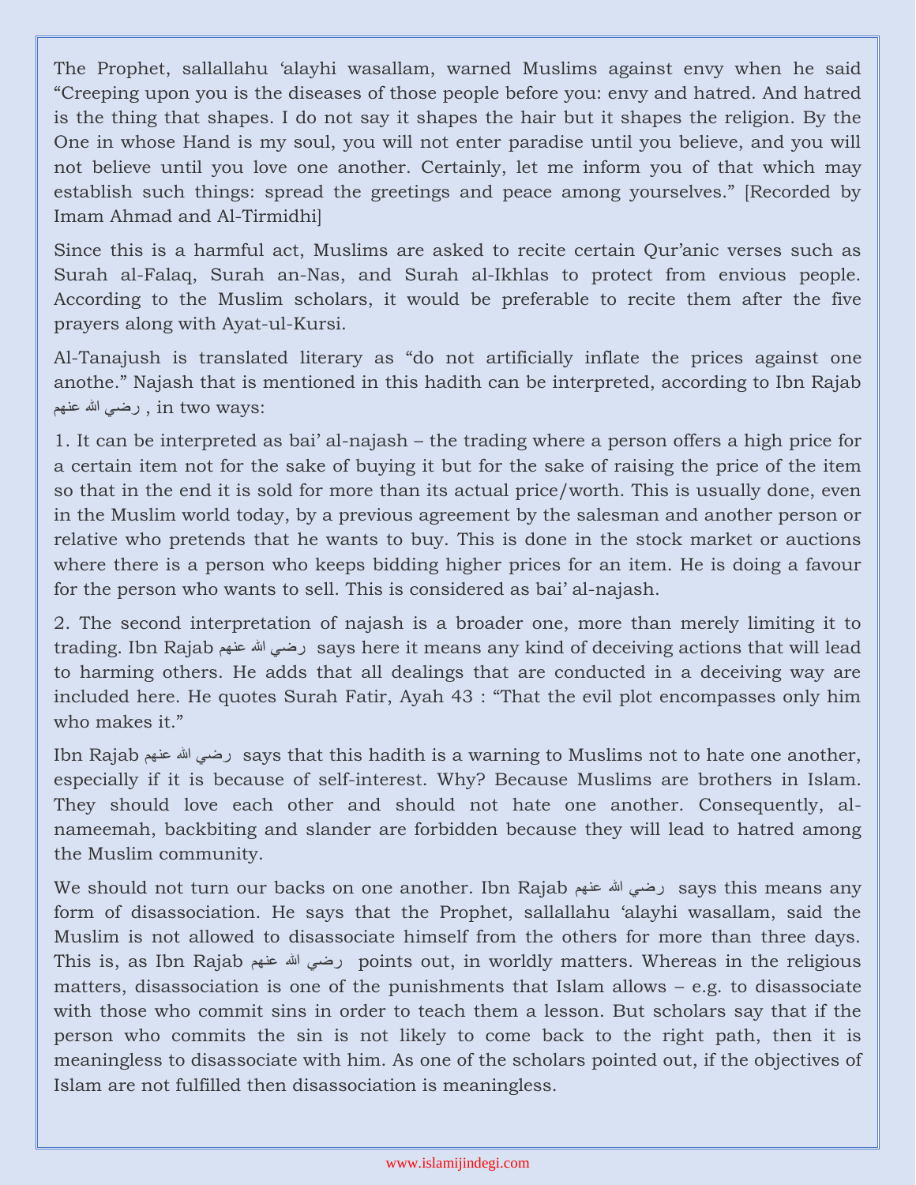The Prophet, sallallahu 'alayhi wasallam, warned Muslims against envy when he said "Creeping upon you is the diseases of those people before you: envy and hatred. And hatred is the thing that shapes. I do not say it shapes the hair but it shapes the religion. By the One in whose Hand is my soul, you will not enter paradise until you believe, and you will not believe until you love one another. Certainly, let me inform you of that which may establish such things: spread the greetings and peace among yourselves." [Recorded by Imam Ahmad and Al-Tirmidhi]

Since this is a harmful act, Muslims are asked to recite certain Qur'anic verses such as Surah al-Falaq, Surah an-Nas, and Surah al-Ikhlas to protect from envious people. According to the Muslim scholars, it would be preferable to recite them after the five prayers along with Ayat-ul-Kursi.

Al-Tanajush is translated literary as "do not artificially inflate the prices against one anothe." Najash that is mentioned in this hadith can be interpreted, according to Ibn Rajab رضي الله عنهم , in two ways:

1. It can be interpreted as bai' al-najash – the trading where a person offers a high price for a certain item not for the sake of buying it but for the sake of raising the price of the item so that in the end it is sold for more than its actual price/worth. This is usually done, even in the Muslim world today, by a previous agreement by the salesman and another person or relative who pretends that he wants to buy. This is done in the stock market or auctions where there is a person who keeps bidding higher prices for an item. He is doing a favour for the person who wants to sell. This is considered as bai' al-najash.

2. The second interpretation of najash is a broader one, more than merely limiting it to trading. Ibn Rajab رضي الله عنهم says here it means any kind of deceiving actions that will lead to harming others. He adds that all dealings that are conducted in a deceiving way are included here. He quotes Surah Fatir, Ayah 43 : "That the evil plot encompasses only him who makes it."

Ibn Rajab رضي الله عنهم says that this hadith is a warning to Muslims not to hate one another, especially if it is because of self-interest. Why? Because Muslims are brothers in Islam. They should love each other and should not hate one another. Consequently, al-nameemah, backbiting and slander are forbidden because they will lead to hatred among the Muslim community.

We should not turn our backs on one another. Ibn Rajab رضي الله عنهم says this means any form of disassociation. He says that the Prophet, sallallahu 'alayhi wasallam, said the Muslim is not allowed to disassociate himself from the others for more than three days. This is, as Ibn Rajab رضي الله عنهم points out, in worldly matters. Whereas in the religious matters, disassociation is one of the punishments that Islam allows – e.g. to disassociate with those who commit sins in order to teach them a lesson. But scholars say that if the person who commits the sin is not likely to come back to the right path, then it is meaningless to disassociate with him. As one of the scholars pointed out, if the objectives of Islam are not fulfilled then disassociation is meaningless.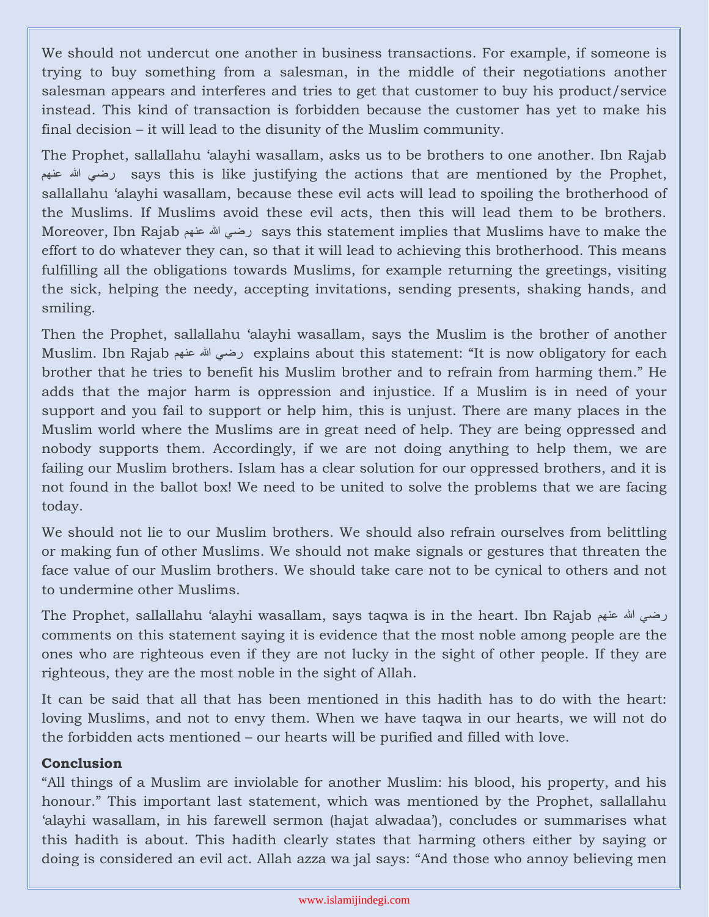We should not undercut one another in business transactions. For example, if someone is trying to buy something from a salesman, in the middle of their negotiations another salesman appears and interferes and tries to get that customer to buy his product/service instead. This kind of transaction is forbidden because the customer has yet to make his final decision – it will lead to the disunity of the Muslim community.

The Prophet, sallallahu 'alayhi wasallam, asks us to be brothers to one another. Ibn Rajab رضي الله عنهم says this is like justifying the actions that are mentioned by the Prophet, sallallahu 'alayhi wasallam, because these evil acts will lead to spoiling the brotherhood of the Muslims. If Muslims avoid these evil acts, then this will lead them to be brothers. Moreover, Ibn Rajab رضي الله عنهم says this statement implies that Muslims have to make the effort to do whatever they can, so that it will lead to achieving this brotherhood. This means fulfilling all the obligations towards Muslims, for example returning the greetings, visiting the sick, helping the needy, accepting invitations, sending presents, shaking hands, and smiling.

Then the Prophet, sallallahu 'alayhi wasallam, says the Muslim is the brother of another Muslim. Ibn Rajab رضي الله عنهم explains about this statement: "It is now obligatory for each brother that he tries to benefit his Muslim brother and to refrain from harming them." He adds that the major harm is oppression and injustice. If a Muslim is in need of your support and you fail to support or help him, this is unjust. There are many places in the Muslim world where the Muslims are in great need of help. They are being oppressed and nobody supports them. Accordingly, if we are not doing anything to help them, we are failing our Muslim brothers. Islam has a clear solution for our oppressed brothers, and it is not found in the ballot box! We need to be united to solve the problems that we are facing today.

We should not lie to our Muslim brothers. We should also refrain ourselves from belittling or making fun of other Muslims. We should not make signals or gestures that threaten the face value of our Muslim brothers. We should take care not to be cynical to others and not to undermine other Muslims.

The Prophet, sallallahu 'alayhi wasallam, says taqwa is in the heart. Ibn Rajab رضي الله عنهم comments on this statement saying it is evidence that the most noble among people are the ones who are righteous even if they are not lucky in the sight of other people. If they are righteous, they are the most noble in the sight of Allah.

It can be said that all that has been mentioned in this hadith has to do with the heart: loving Muslims, and not to envy them. When we have taqwa in our hearts, we will not do the forbidden acts mentioned – our hearts will be purified and filled with love.

**Conclusion**

"All things of a Muslim are inviolable for another Muslim: his blood, his property, and his honour." This important last statement, which was mentioned by the Prophet, sallallahu 'alayhi wasallam, in his farewell sermon (hajat alwadaa'), concludes or summarises what this hadith is about. This hadith clearly states that harming others either by saying or doing is considered an evil act. Allah azza wa jal says: "And those who annoy believing men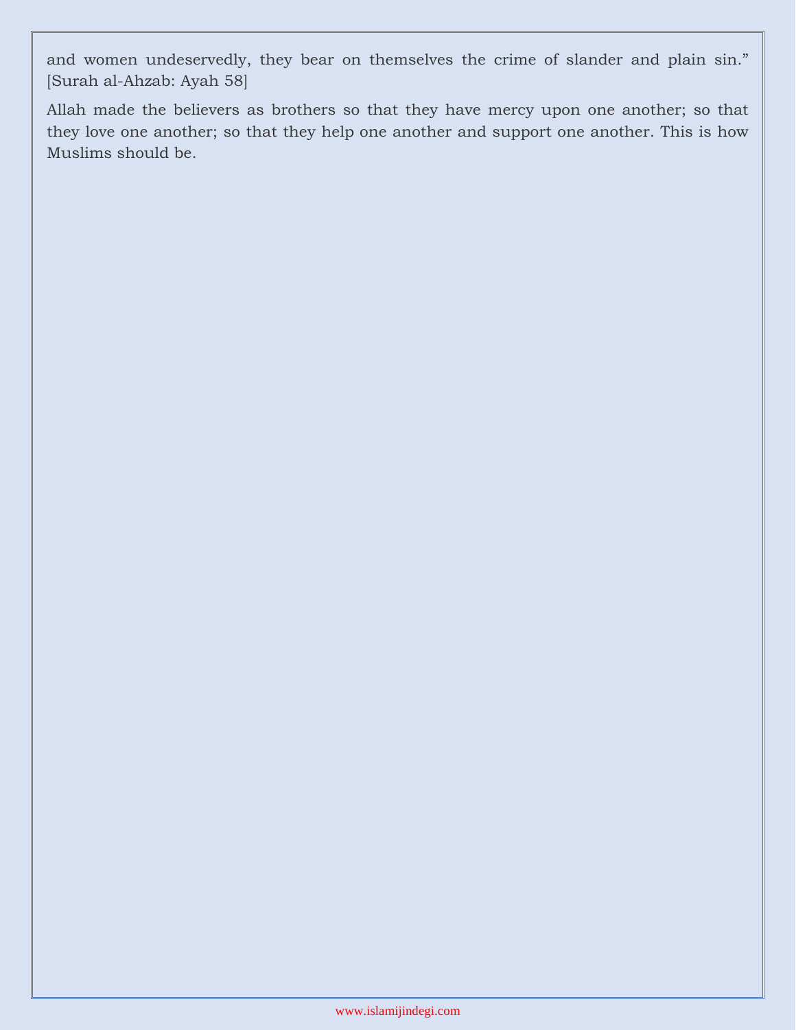and women undeservedly, they bear on themselves the crime of slander and plain sin." [Surah al-Ahzab: Ayah 58]

Allah made the believers as brothers so that they have mercy upon one another; so that they love one another; so that they help one another and support one another. This is how Muslims should be.